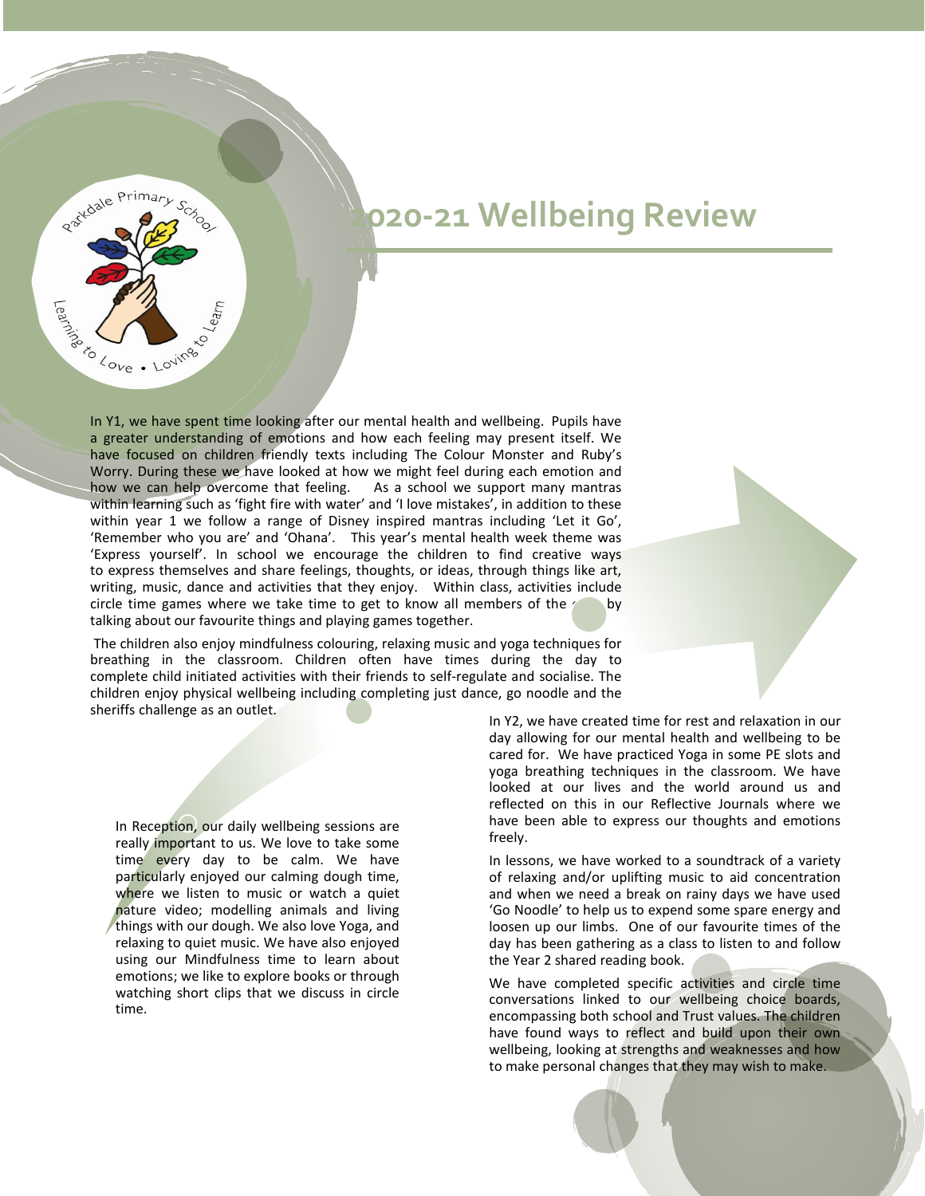# 2020-21 Wellbeing Review

In Y1, we have spent time looking after our mental health and wellbeing. Pupils have a greater understanding of emotions and how each feeling may present itself. We have focused on children friendly texts including The Colour Monster and Ruby's Worry. During these we have looked at how we might feel during each emotion and how we can help overcome that feeling. As a school we support many mantras within learning such as 'fight fire with water' and 'I love mistakes', in addition to these within year 1 we follow a range of Disney inspired mantras including 'Let it Go', 'Remember who you are' and 'Ohana'. This year's mental health week theme was 'Express yourself'. In school we encourage the children to find creative ways to express themselves and share feelings, thoughts, or ideas, through things like art, writing, music, dance and activities that they enjoy. Within class, activities include circle time games where we take time to get to know all members of the class by talking about our favourite things and playing games together.

The children also enjoy mindfulness colouring, relaxing music and yoga techniques for breathing in the classroom. Children often have times during the day to complete child initiated activities with their friends to self-regulate and socialise. The children enjoy physical wellbeing including completing just dance, go noodle and the sheriffs challenge as an outlet.

In Reception, our daily wellbeing sessions are really important to us. We love to take some time every day to be calm. We have particularly enjoyed our calming dough time, where we listen to music or watch a quiet nature video; modelling animals and living things with our dough. We also love Yoga, and relaxing to quiet music. We have also enjoyed using our Mindfulness time to learn about emotions; we like to explore books or through watching short clips that we discuss in circle time.

In Y2, we have created time for rest and relaxation in our day allowing for our mental health and wellbeing to be cared for. We have practiced Yoga in some PE slots and yoga breathing techniques in the classroom. We have looked at our lives and the world around us and reflected on this in our Reflective Journals where we have been able to express our thoughts and emotions freely.

In lessons, we have worked to a soundtrack of a variety of relaxing and/or uplifting music to aid concentration and when we need a break on rainy days we have used 'Go Noodle' to help us to expend some spare energy and loosen up our limbs. One of our favourite times of the day has been gathering as a class to listen to and follow the Year 2 shared reading book.

We have completed specific activities and circle time conversations linked to our wellbeing choice boards, encompassing both school and Trust values. The children have found ways to reflect and build upon their own wellbeing, looking at strengths and weaknesses and how to make personal changes that they may wish to make.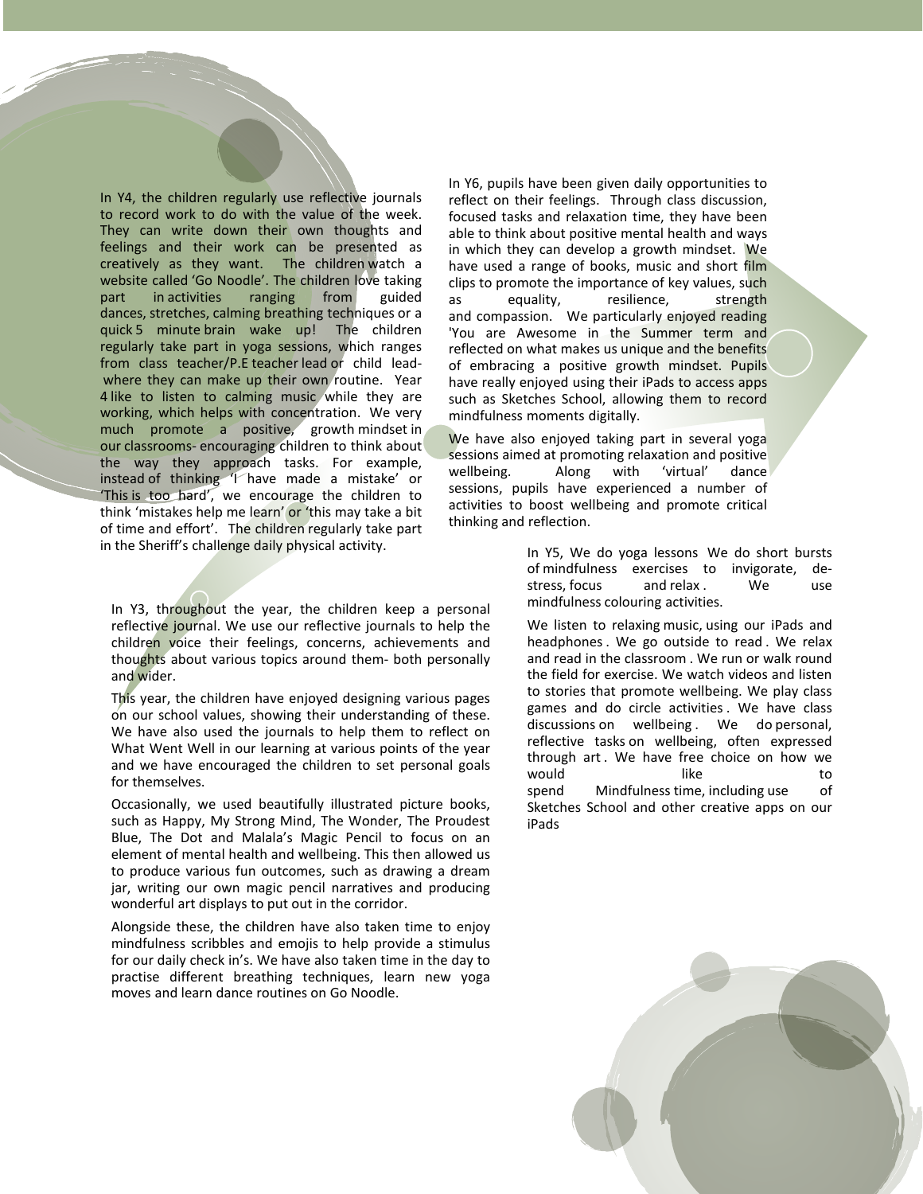In Y4, the children regularly use reflective journals to record work to do with the value of the week. They can write down their own thoughts and feelings and their work can be presented as creatively as they want. The children watch a website called 'Go Noodle'. The children love taking part in activities ranging from guided dances, stretches, calming breathing techniques or a quick 5 minute brain wake up! The children regularly take part in yoga sessions, which ranges from class teacher/P.E teacher lead or child lead- where they can make up their own routine. Year 4 like to listen to calming music while they are working, which helps with concentration. We very much promote a positive, growth mindset in our classrooms- encouraging children to think about the way they approach tasks. For example, instead of thinking 'I have made a mistake' or 'This is too hard', we encourage the children to think 'mistakes help me learn' or 'this may take a bit of time and effort'. The children regularly take part in the Sheriff's challenge daily physical activity.

In Y6, pupils have been given daily opportunities to reflect on their feelings. Through class discussion, focused tasks and relaxation time, they have been able to think about positive mental health and ways in which they can develop a growth mindset. We have used a range of books, music and short film clips to promote the importance of key values, such as equality, resilience, strength and compassion. We particularly enjoyed reading 'You are Awesome in the Summer term and reflected on what makes us unique and the benefits of embracing a positive growth mindset. Pupils have really enjoyed using their iPads to access apps such as Sketches School, allowing them to record mindfulness moments digitally.

We have also enjoyed taking part in several yoga sessions aimed at promoting relaxation and positive wellbeing. Along with 'virtual' dance sessions, pupils have experienced a number of activities to boost wellbeing and promote critical thinking and reflection.

In Y5, We do yoga lessons We do short bursts of mindfulness exercises to invigorate, de-stress, focus and relax. We use mindfulness colouring activities.

We listen to relaxing music, using our iPads and headphones. We go outside to read. We relax and read in the classroom. We run or walk round the field for exercise. We watch videos and listen to stories that promote wellbeing. We play class games and do circle activities. We have class discussions on wellbeing. We do personal, reflective tasks on wellbeing, often expressed through art. We have free choice on how we would like to spend Mindfulness time, including use of Sketches School and other creative apps on our iPads

In Y3, throughout the year, the children keep a personal reflective journal. We use our reflective journals to help the children voice their feelings, concerns, achievements and thoughts about various topics around them- both personally and wider.

This year, the children have enjoyed designing various pages on our school values, showing their understanding of these. We have also used the journals to help them to reflect on What Went Well in our learning at various points of the year and we have encouraged the children to set personal goals for themselves.

Occasionally, we used beautifully illustrated picture books, such as Happy, My Strong Mind, The Wonder, The Proudest Blue, The Dot and Malala's Magic Pencil to focus on an element of mental health and wellbeing. This then allowed us to produce various fun outcomes, such as drawing a dream jar, writing our own magic pencil narratives and producing wonderful art displays to put out in the corridor.

Alongside these, the children have also taken time to enjoy mindfulness scribbles and emojis to help provide a stimulus for our daily check in's. We have also taken time in the day to practise different breathing techniques, learn new yoga moves and learn dance routines on Go Noodle.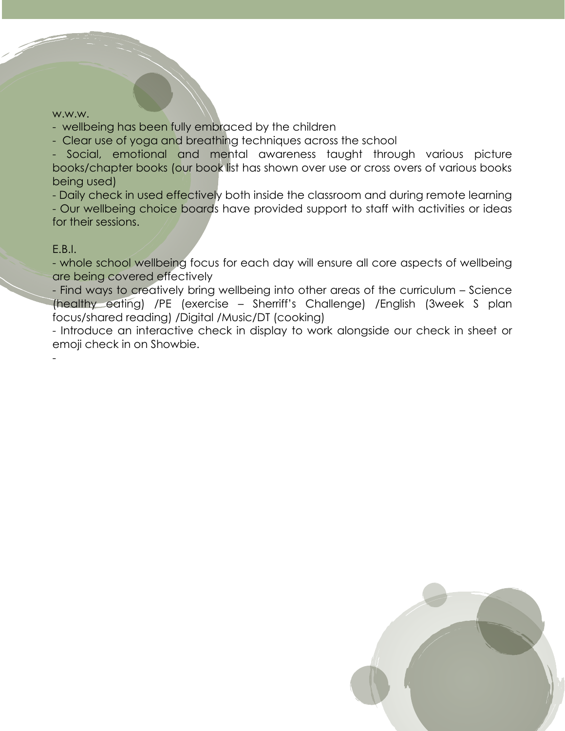w.w.w.

- wellbeing has been fully embraced by the children
- Clear use of yoga and breathing techniques across the school
- Social, emotional and mental awareness taught through various picture books/chapter books (our book list has shown over use or cross overs of various books being used)
- Daily check in used effectively both inside the classroom and during remote learning
- Our wellbeing choice boards have provided support to staff with activities or ideas for their sessions.

E.B.I.

- whole school wellbeing focus for each day will ensure all core aspects of wellbeing are being covered effectively
- Find ways to creatively bring wellbeing into other areas of the curriculum – Science (healthy eating) /PE (exercise – Sherriff's Challenge) /English (3week S plan focus/shared reading) /Digital /Music/DT (cooking)
- Introduce an interactive check in display to work alongside our check in sheet or emoji check in on Showbie.
-